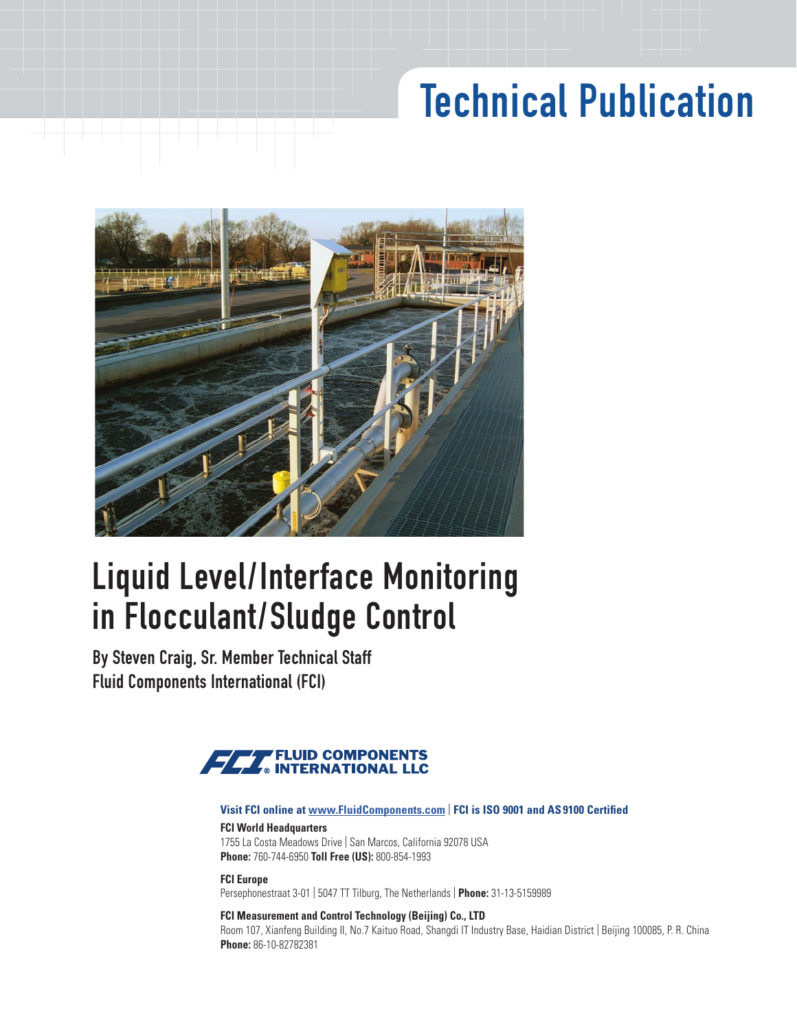Technical Publication

# Liquid Level/Interface Monitoring in Flocculant/Sludge Control

**By Steven Craig, Sr. Member Technical Staff**
**Fluid Components International (FCI)**

FLUID COMPONENTS INTERNATIONAL LLC

**Visit FCI online at www.FluidComponents.com | FCI is ISO 9001 and AS9100 Certified**

**FCI World Headquarters**
1755 La Costa Meadows Drive | San Marcos, California 92078 USA
**Phone:** 760-744-6950 **Toll Free (US):** 800-854-1993

**FCI Europe**
Persephonestraat 3-01 | 5047 TT Tilburg, The Netherlands | **Phone:** 31-13-5159989

**FCI Measurement and Control Technology (Beijing) Co., LTD**
Room 107, Xianfeng Building II, No.7 Kaituo Road, Shangdi IT Industry Base, Haidian District | Beijing 100085, P. R. China
**Phone:** 86-10-82782381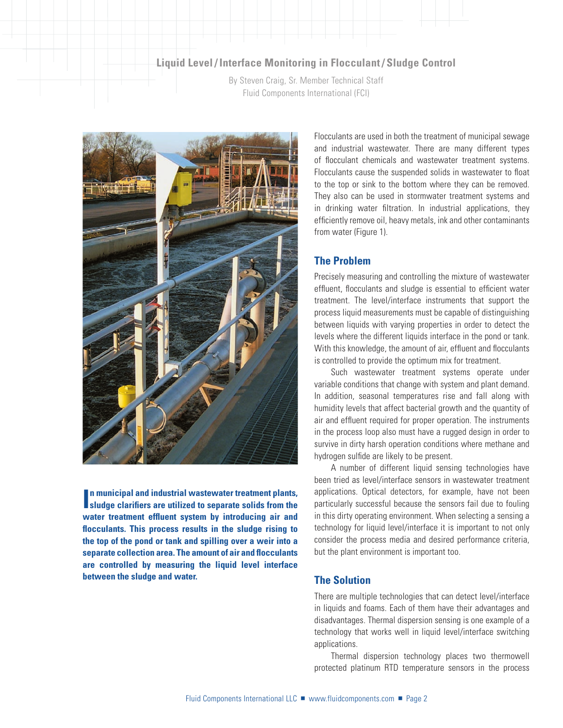# Liquid Level / Interface Monitoring in Flocculant / Sludge Control

By Steven Craig, Sr. Member Technical Staff
Fluid Components International (FCI)

**In municipal and industrial wastewater treatment plants, sludge clarifiers are utilized to separate solids from the water treatment effluent system by introducing air and flocculants. This process results in the sludge rising to the top of the pond or tank and spilling over a weir into a separate collection area. The amount of air and flocculants are controlled by measuring the liquid level interface between the sludge and water.**

Flocculants are used in both the treatment of municipal sewage and industrial wastewater. There are many different types of flocculant chemicals and wastewater treatment systems. Flocculants cause the suspended solids in wastewater to float to the top or sink to the bottom where they can be removed. They also can be used in stormwater treatment systems and in drinking water filtration. In industrial applications, they efficiently remove oil, heavy metals, ink and other contaminants from water (Figure 1).

## The Problem

Precisely measuring and controlling the mixture of wastewater effluent, flocculants and sludge is essential to efficient water treatment. The level/interface instruments that support the process liquid measurements must be capable of distinguishing between liquids with varying properties in order to detect the levels where the different liquids interface in the pond or tank. With this knowledge, the amount of air, effluent and flocculants is controlled to provide the optimum mix for treatment.

Such wastewater treatment systems operate under variable conditions that change with system and plant demand. In addition, seasonal temperatures rise and fall along with humidity levels that affect bacterial growth and the quantity of air and effluent required for proper operation. The instruments in the process loop also must have a rugged design in order to survive in dirty harsh operation conditions where methane and hydrogen sulfide are likely to be present.

A number of different liquid sensing technologies have been tried as level/interface sensors in wastewater treatment applications. Optical detectors, for example, have not been particularly successful because the sensors fail due to fouling in this dirty operating environment. When selecting a sensing a technology for liquid level/interface it is important to not only consider the process media and desired performance criteria, but the plant environment is important too.

## The Solution

There are multiple technologies that can detect level/interface in liquids and foams. Each of them have their advantages and disadvantages. Thermal dispersion sensing is one example of a technology that works well in liquid level/interface switching applications.

Thermal dispersion technology places two thermowell protected platinum RTD temperature sensors in the process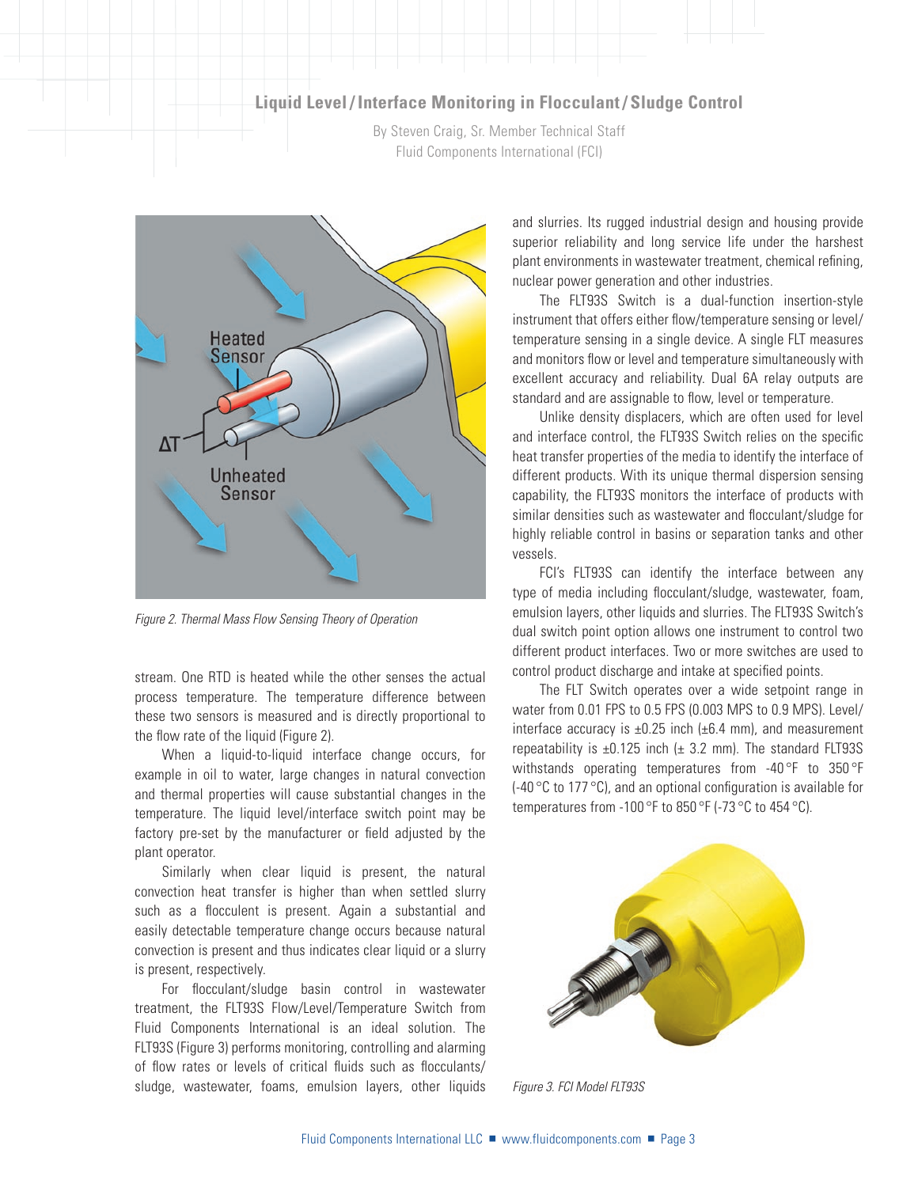Figure 2. Thermal Mass Flow Sensing Theory of Operation

stream. One RTD is heated while the other senses the actual process temperature. The temperature difference between these two sensors is measured and is directly proportional to the flow rate of the liquid (Figure 2).

When a liquid-to-liquid interface change occurs, for example in oil to water, large changes in natural convection and thermal properties will cause substantial changes in the temperature. The liquid level/interface switch point may be factory pre-set by the manufacturer or field adjusted by the plant operator.

Similarly when clear liquid is present, the natural convection heat transfer is higher than when settled slurry such as a flocculent is present. Again a substantial and easily detectable temperature change occurs because natural convection is present and thus indicates clear liquid or a slurry is present, respectively.

For flocculant/sludge basin control in wastewater treatment, the FLT93S Flow/Level/Temperature Switch from Fluid Components International is an ideal solution. The FLT93S (Figure 3) performs monitoring, controlling and alarming of flow rates or levels of critical fluids such as flocculants/sludge, wastewater, foams, emulsion layers, other liquids and slurries. Its rugged industrial design and housing provide superior reliability and long service life under the harshest plant environments in wastewater treatment, chemical refining, nuclear power generation and other industries.

The FLT93S Switch is a dual-function insertion-style instrument that offers either flow/temperature sensing or level/temperature sensing in a single device. A single FLT measures and monitors flow or level and temperature simultaneously with excellent accuracy and reliability. Dual 6A relay outputs are standard and are assignable to flow, level or temperature.

Unlike density displacers, which are often used for level and interface control, the FLT93S Switch relies on the specific heat transfer properties of the media to identify the interface of different products. With its unique thermal dispersion sensing capability, the FLT93S monitors the interface of products with similar densities such as wastewater and flocculant/sludge for highly reliable control in basins or separation tanks and other vessels.

FCI's FLT93S can identify the interface between any type of media including flocculant/sludge, wastewater, foam, emulsion layers, other liquids and slurries. The FLT93S Switch's dual switch point option allows one instrument to control two different product interfaces. Two or more switches are used to control product discharge and intake at specified points.

The FLT Switch operates over a wide setpoint range in water from 0.01 FPS to 0.5 FPS (0.003 MPS to 0.9 MPS). Level/interface accuracy is ±0.25 inch (±6.4 mm), and measurement repeatability is ±0.125 inch (± 3.2 mm). The standard FLT93S withstands operating temperatures from -40 °F to 350 °F (-40 °C to 177 °C), and an optional configuration is available for temperatures from -100 °F to 850 °F (-73 °C to 454 °C).

Figure 3. FCI Model FLT93S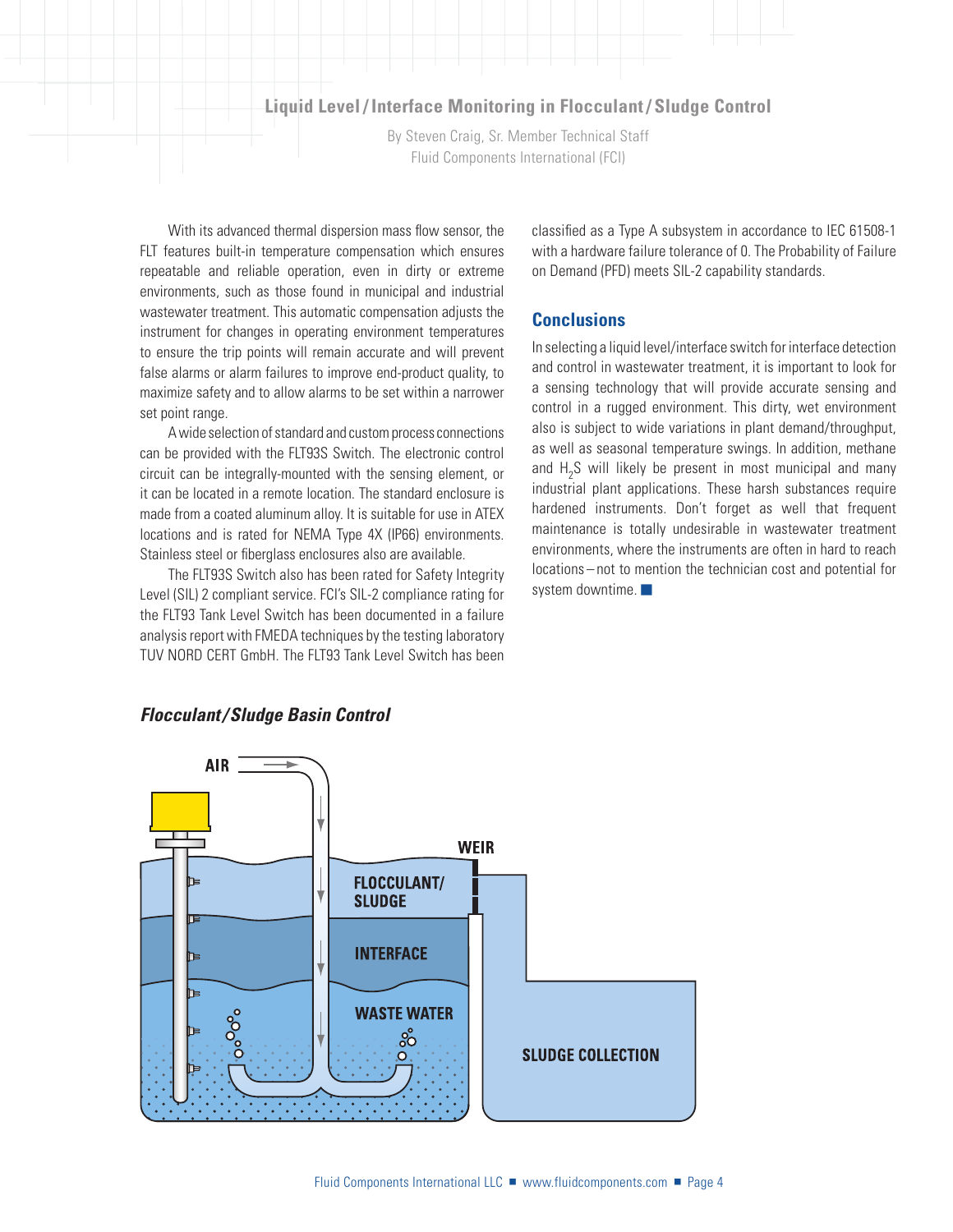With its advanced thermal dispersion mass flow sensor, the FLT features built-in temperature compensation which ensures repeatable and reliable operation, even in dirty or extreme environments, such as those found in municipal and industrial wastewater treatment. This automatic compensation adjusts the instrument for changes in operating environment temperatures to ensure the trip points will remain accurate and will prevent false alarms or alarm failures to improve end-product quality, to maximize safety and to allow alarms to be set within a narrower set point range.

A wide selection of standard and custom process connections can be provided with the FLT93S Switch. The electronic control circuit can be integrally-mounted with the sensing element, or it can be located in a remote location. The standard enclosure is made from a coated aluminum alloy. It is suitable for use in ATEX locations and is rated for NEMA Type 4X (IP66) environments. Stainless steel or fiberglass enclosures also are available.

The FLT93S Switch also has been rated for Safety Integrity Level (SIL) 2 compliant service. FCI's SIL-2 compliance rating for the FLT93 Tank Level Switch has been documented in a failure analysis report with FMEDA techniques by the testing laboratory TUV NORD CERT GmbH. The FLT93 Tank Level Switch has been classified as a Type A subsystem in accordance to IEC 61508-1 with a hardware failure tolerance of 0. The Probability of Failure on Demand (PFD) meets SIL-2 capability standards.

## Conclusions

In selecting a liquid level/interface switch for interface detection and control in wastewater treatment, it is important to look for a sensing technology that will provide accurate sensing and control in a rugged environment. This dirty, wet environment also is subject to wide variations in plant demand/throughput, as well as seasonal temperature swings. In addition, methane and $H_2S$ will likely be present in most municipal and many industrial plant applications. These harsh substances require hardened instruments. Don't forget as well that frequent maintenance is totally undesirable in wastewater treatment environments, where the instruments are often in hard to reach locations – not to mention the technician cost and potential for system downtime. ■

### *Flocculant/Sludge Basin Control*

AIR

WEIR

FLOCCULANT/ SLUDGE

INTERFACE

WASTE WATER

SLUDGE COLLECTION